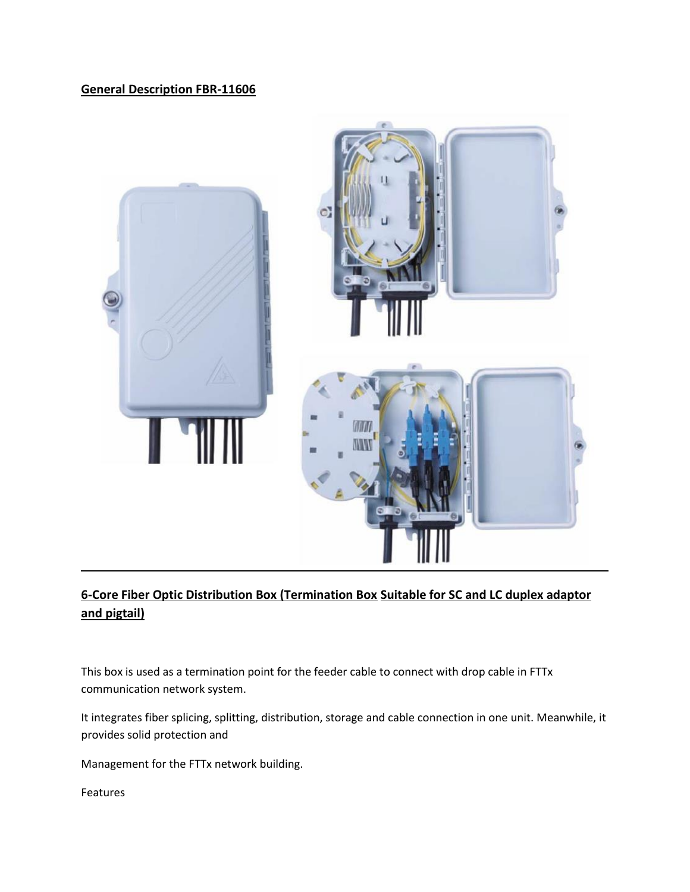**General Description FBR-11606**

---

**6-Core Fiber Optic Distribution Box (Termination Box Suitable for SC and LC duplex adaptor and pigtail)**

This box is used as a termination point for the feeder cable to connect with drop cable in FTTx communication network system.

It integrates fiber splicing, splitting, distribution, storage and cable connection in one unit. Meanwhile, it provides solid protection and

Management for the FTTx network building.

Features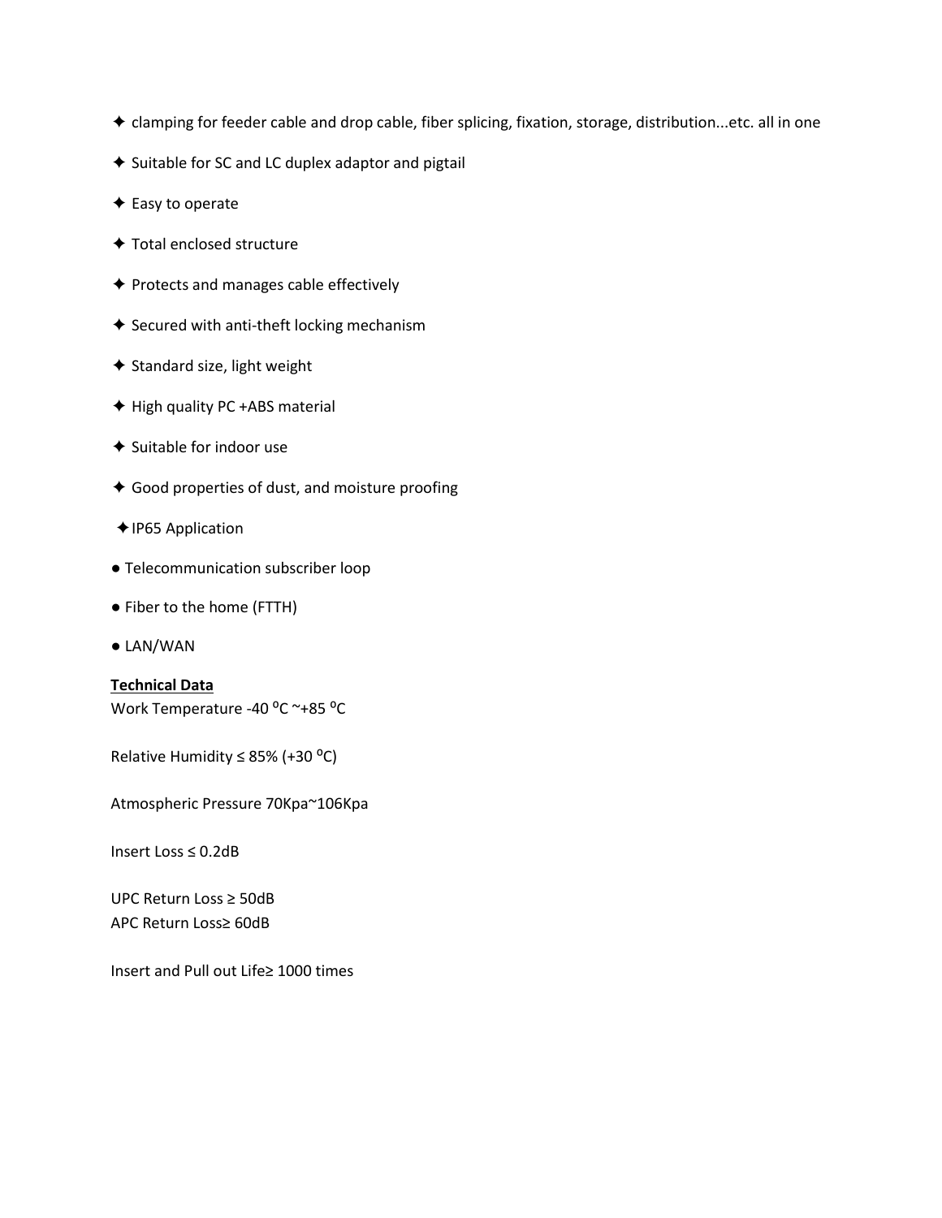✦ clamping for feeder cable and drop cable, fiber splicing, fixation, storage, distribution...etc. all in one

✦ Suitable for SC and LC duplex adaptor and pigtail

✦ Easy to operate

✦ Total enclosed structure

✦ Protects and manages cable effectively

✦ Secured with anti-theft locking mechanism

✦ Standard size, light weight

✦ High quality PC +ABS material

✦ Suitable for indoor use

✦ Good properties of dust, and moisture proofing

✦IP65 Application

● Telecommunication subscriber loop

● Fiber to the home (FTTH)

● LAN/WAN

**Technical Data**

Work Temperature -40 $^{o}$C ~+85 $^{o}$C

Relative Humidity ≤ 85% (+30 $^{o}$C)

Atmospheric Pressure 70Kpa~106Kpa

Insert Loss ≤ 0.2dB

UPC Return Loss ≥ 50dB
APC Return Loss≥ 60dB

Insert and Pull out Life≥ 1000 times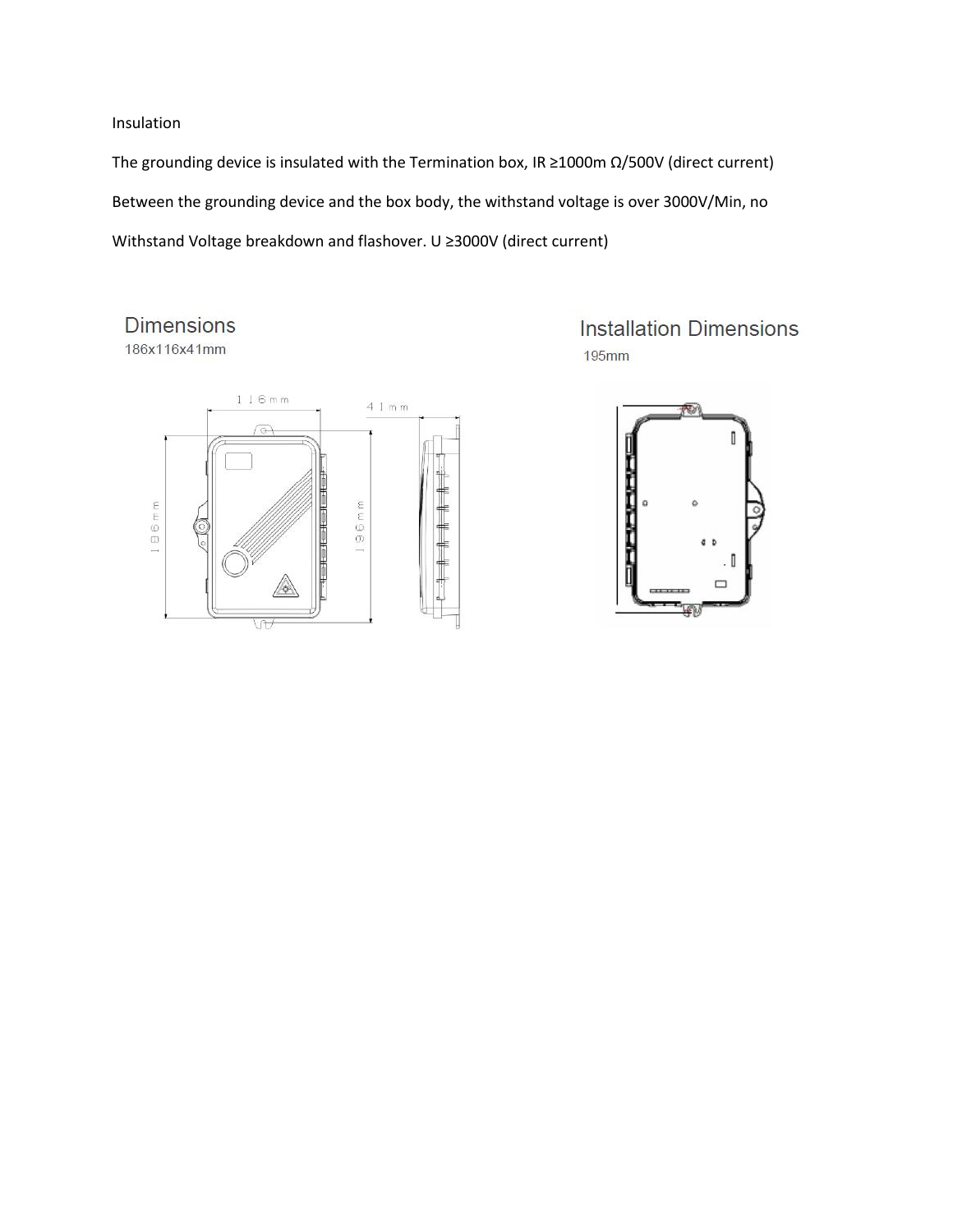Insulation

The grounding device is insulated with the Termination box, IR ≥1000m Ω/500V (direct current)

Between the grounding device and the box body, the withstand voltage is over 3000V/Min, no

Withstand Voltage breakdown and flashover. U ≥3000V (direct current)

Dimensions

186x116x41mm

116mm

41mm

186mm

196mm

Installation Dimensions

195mm